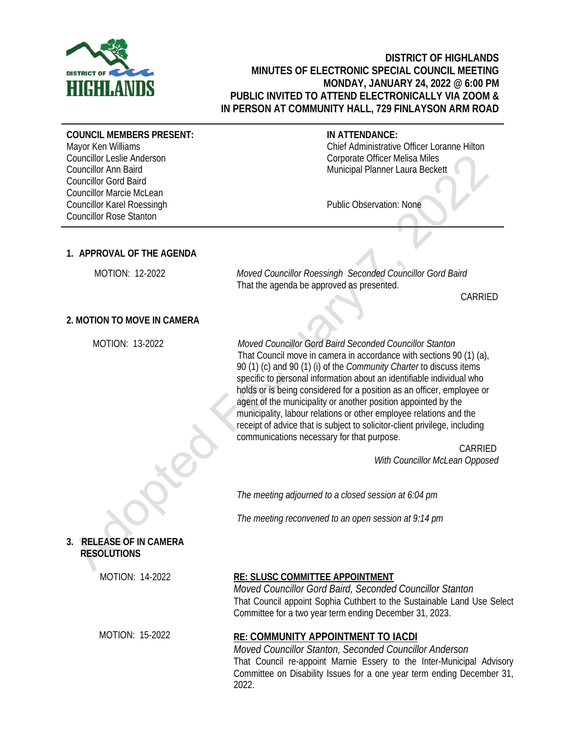# DISTRICT OF HIGHLANDS
## MINUTES OF ELECTRONIC SPECIAL COUNCIL MEETING
## MONDAY, JANUARY 24, 2022 @ 6:00 PM
## PUBLIC INVITED TO ATTEND ELECTRONICALLY VIA ZOOM & IN PERSON AT COMMUNITY HALL, 729 FINLAYSON ARM ROAD

**COUNCIL MEMBERS PRESENT:**
Mayor Ken Williams
Councillor Leslie Anderson
Councillor Ann Baird
Councillor Gord Baird
Councillor Marcie McLean
Councillor Karel Roessingh
Councillor Rose Stanton

**IN ATTENDANCE:**
Chief Administrative Officer Loranne Hilton
Corporate Officer Melisa Miles
Municipal Planner Laura Beckett

Public Observation: None

### 1. APPROVAL OF THE AGENDA

MOTION: 12-2022

*Moved Councillor Roessingh Seconded Councillor Gord Baird*
That the agenda be approved as presented.

CARRIED

### 2. MOTION TO MOVE IN CAMERA

MOTION: 13-2022

*Moved Councillor Gord Baird Seconded Councillor Stanton*
That Council move in camera in accordance with sections 90 (1) (a), 90 (1) (c) and 90 (1) (i) of the *Community Charter* to discuss items specific to personal information about an identifiable individual who holds or is being considered for a position as an officer, employee or agent of the municipality or another position appointed by the municipality, labour relations or other employee relations and the receipt of advice that is subject to solicitor-client privilege, including communications necessary for that purpose.

CARRIED
*With Councillor McLean Opposed*

*The meeting adjourned to a closed session at 6:04 pm*

*The meeting reconvened to an open session at 9:14 pm*

### 3. RELEASE OF IN CAMERA RESOLUTIONS

MOTION: 14-2022

**RE: SLUSC COMMITTEE APPOINTMENT**
*Moved Councillor Gord Baird, Seconded Councillor Stanton*
That Council appoint Sophia Cuthbert to the Sustainable Land Use Select Committee for a two year term ending December 31, 2023.

MOTION: 15-2022

**RE: COMMUNITY APPOINTMENT TO IACDI**
*Moved Councillor Stanton, Seconded Councillor Anderson*
That Council re-appoint Marnie Essery to the Inter-Municipal Advisory Committee on Disability Issues for a one year term ending December 31, 2022.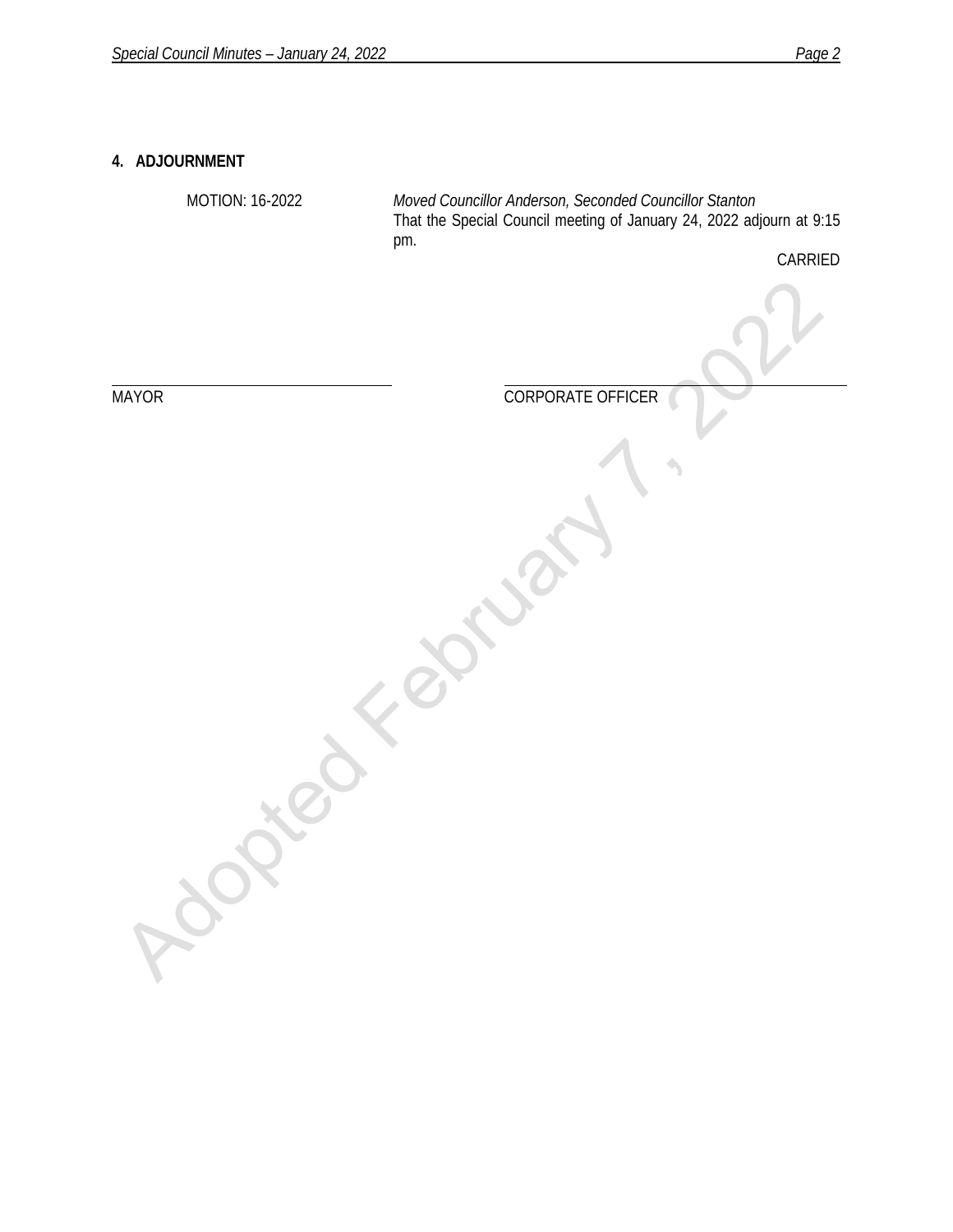## 4. ADJOURNMENT

MOTION: 16-2022

*Moved Councillor Anderson, Seconded Councillor Stanton*

That the Special Council meeting of January 24, 2022 adjourn at 9:15 pm.

CARRIED

MAYOR

CORPORATE OFFICER

Adopted February 7, 2022